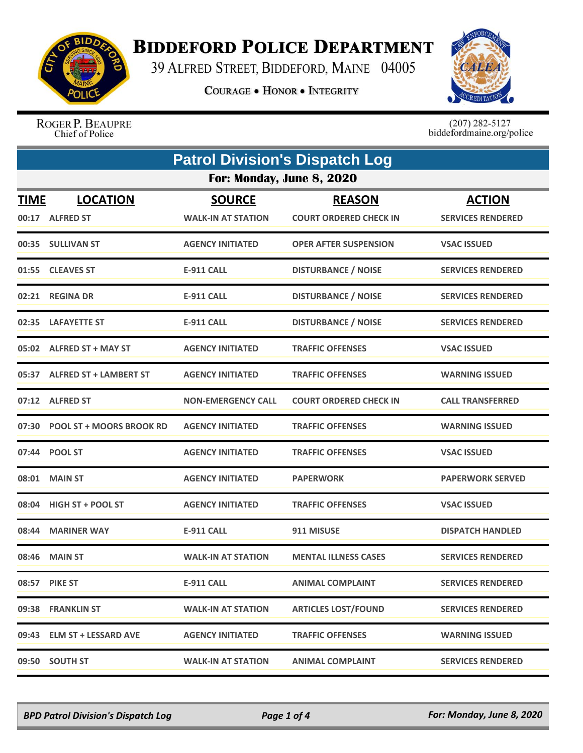# BIDDEFORD POLICE DEPARTMENT

39 ALFRED STREET, BIDDEFORD, MAINE 04005

COURAGE • HONOR • INTEGRITY

ROGER P. BEAUPRE
Chief of Police

(207) 282-5127
biddefordmaine.org/police

## Patrol Division's Dispatch Log

### For: Monday, June 8, 2020

| TIME | LOCATION | SOURCE | REASON | ACTION |
|---|---|---|---|---|
| 00:17 | ALFRED ST | WALK-IN AT STATION | COURT ORDERED CHECK IN | SERVICES RENDERED |
| 00:35 | SULLIVAN ST | AGENCY INITIATED | OPER AFTER SUSPENSION | VSAC ISSUED |
| 01:55 | CLEAVES ST | E-911 CALL | DISTURBANCE / NOISE | SERVICES RENDERED |
| 02:21 | REGINA DR | E-911 CALL | DISTURBANCE / NOISE | SERVICES RENDERED |
| 02:35 | LAFAYETTE ST | E-911 CALL | DISTURBANCE / NOISE | SERVICES RENDERED |
| 05:02 | ALFRED ST + MAY ST | AGENCY INITIATED | TRAFFIC OFFENSES | VSAC ISSUED |
| 05:37 | ALFRED ST + LAMBERT ST | AGENCY INITIATED | TRAFFIC OFFENSES | WARNING ISSUED |
| 07:12 | ALFRED ST | NON-EMERGENCY CALL | COURT ORDERED CHECK IN | CALL TRANSFERRED |
| 07:30 | POOL ST + MOORS BROOK RD | AGENCY INITIATED | TRAFFIC OFFENSES | WARNING ISSUED |
| 07:44 | POOL ST | AGENCY INITIATED | TRAFFIC OFFENSES | VSAC ISSUED |
| 08:01 | MAIN ST | AGENCY INITIATED | PAPERWORK | PAPERWORK SERVED |
| 08:04 | HIGH ST + POOL ST | AGENCY INITIATED | TRAFFIC OFFENSES | VSAC ISSUED |
| 08:44 | MARINER WAY | E-911 CALL | 911 MISUSE | DISPATCH HANDLED |
| 08:46 | MAIN ST | WALK-IN AT STATION | MENTAL ILLNESS CASES | SERVICES RENDERED |
| 08:57 | PIKE ST | E-911 CALL | ANIMAL COMPLAINT | SERVICES RENDERED |
| 09:38 | FRANKLIN ST | WALK-IN AT STATION | ARTICLES LOST/FOUND | SERVICES RENDERED |
| 09:43 | ELM ST + LESSARD AVE | AGENCY INITIATED | TRAFFIC OFFENSES | WARNING ISSUED |
| 09:50 | SOUTH ST | WALK-IN AT STATION | ANIMAL COMPLAINT | SERVICES RENDERED |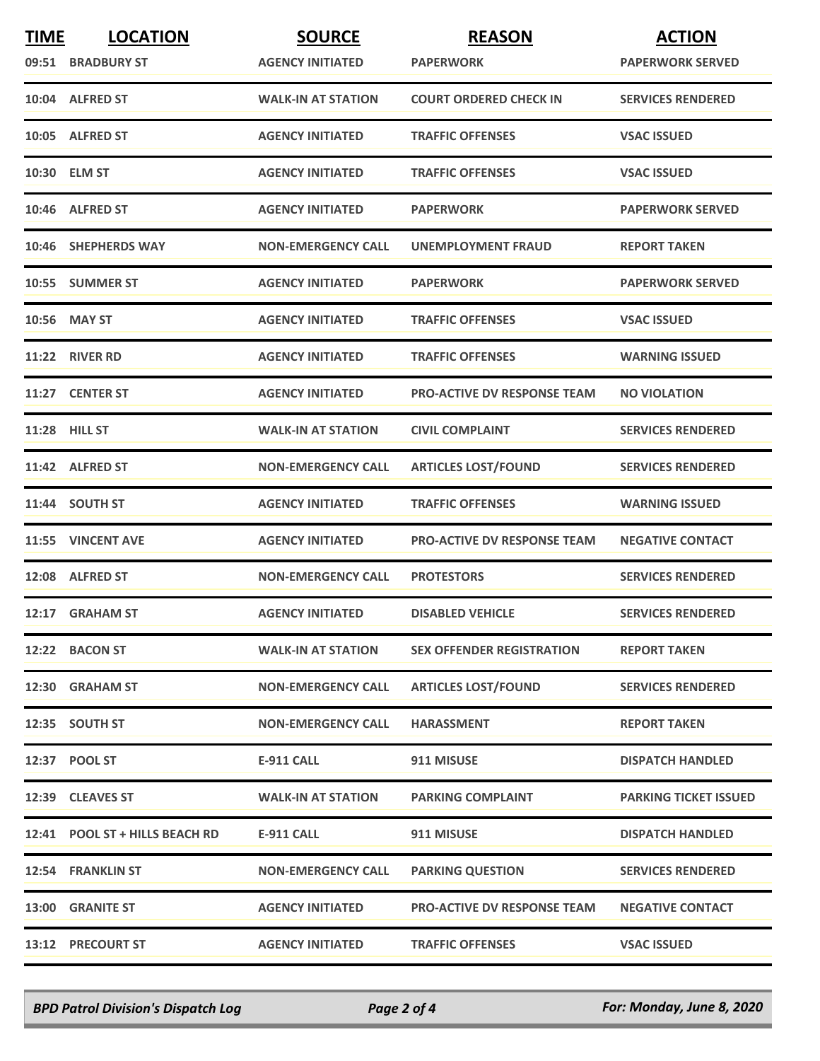| TIME | LOCATION | SOURCE | REASON | ACTION |
|---|---|---|---|---|
| 09:51 | BRADBURY ST | AGENCY INITIATED | PAPERWORK | PAPERWORK SERVED |
| 10:04 | ALFRED ST | WALK-IN AT STATION | COURT ORDERED CHECK IN | SERVICES RENDERED |
| 10:05 | ALFRED ST | AGENCY INITIATED | TRAFFIC OFFENSES | VSAC ISSUED |
| 10:30 | ELM ST | AGENCY INITIATED | TRAFFIC OFFENSES | VSAC ISSUED |
| 10:46 | ALFRED ST | AGENCY INITIATED | PAPERWORK | PAPERWORK SERVED |
| 10:46 | SHEPHERDS WAY | NON-EMERGENCY CALL | UNEMPLOYMENT FRAUD | REPORT TAKEN |
| 10:55 | SUMMER ST | AGENCY INITIATED | PAPERWORK | PAPERWORK SERVED |
| 10:56 | MAY ST | AGENCY INITIATED | TRAFFIC OFFENSES | VSAC ISSUED |
| 11:22 | RIVER RD | AGENCY INITIATED | TRAFFIC OFFENSES | WARNING ISSUED |
| 11:27 | CENTER ST | AGENCY INITIATED | PRO-ACTIVE DV RESPONSE TEAM | NO VIOLATION |
| 11:28 | HILL ST | WALK-IN AT STATION | CIVIL COMPLAINT | SERVICES RENDERED |
| 11:42 | ALFRED ST | NON-EMERGENCY CALL | ARTICLES LOST/FOUND | SERVICES RENDERED |
| 11:44 | SOUTH ST | AGENCY INITIATED | TRAFFIC OFFENSES | WARNING ISSUED |
| 11:55 | VINCENT AVE | AGENCY INITIATED | PRO-ACTIVE DV RESPONSE TEAM | NEGATIVE CONTACT |
| 12:08 | ALFRED ST | NON-EMERGENCY CALL | PROTESTORS | SERVICES RENDERED |
| 12:17 | GRAHAM ST | AGENCY INITIATED | DISABLED VEHICLE | SERVICES RENDERED |
| 12:22 | BACON ST | WALK-IN AT STATION | SEX OFFENDER REGISTRATION | REPORT TAKEN |
| 12:30 | GRAHAM ST | NON-EMERGENCY CALL | ARTICLES LOST/FOUND | SERVICES RENDERED |
| 12:35 | SOUTH ST | NON-EMERGENCY CALL | HARASSMENT | REPORT TAKEN |
| 12:37 | POOL ST | E-911 CALL | 911 MISUSE | DISPATCH HANDLED |
| 12:39 | CLEAVES ST | WALK-IN AT STATION | PARKING COMPLAINT | PARKING TICKET ISSUED |
| 12:41 | POOL ST + HILLS BEACH RD | E-911 CALL | 911 MISUSE | DISPATCH HANDLED |
| 12:54 | FRANKLIN ST | NON-EMERGENCY CALL | PARKING QUESTION | SERVICES RENDERED |
| 13:00 | GRANITE ST | AGENCY INITIATED | PRO-ACTIVE DV RESPONSE TEAM | NEGATIVE CONTACT |
| 13:12 | PRECOURT ST | AGENCY INITIATED | TRAFFIC OFFENSES | VSAC ISSUED |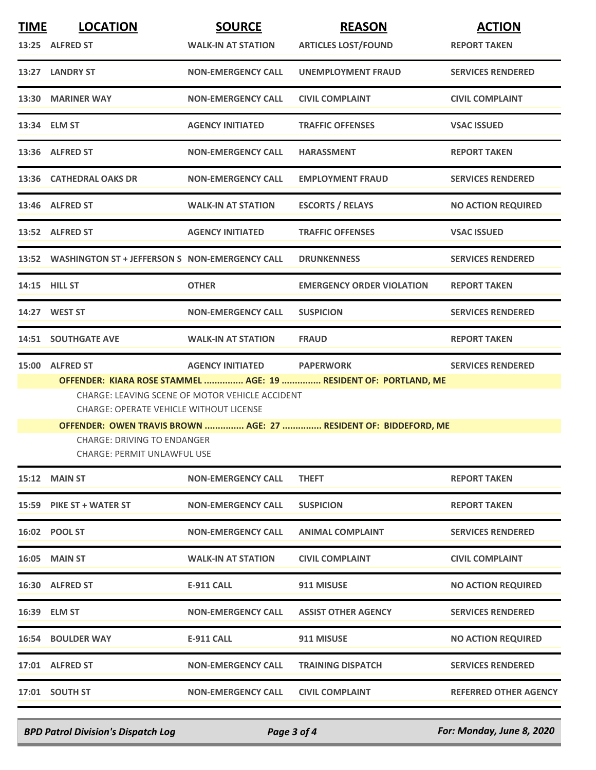| TIME | LOCATION | SOURCE | REASON | ACTION |
|---|---|---|---|---|
| 13:25 | ALFRED ST | WALK-IN AT STATION | ARTICLES LOST/FOUND | REPORT TAKEN |
| 13:27 | LANDRY ST | NON-EMERGENCY CALL | UNEMPLOYMENT FRAUD | SERVICES RENDERED |
| 13:30 | MARINER WAY | NON-EMERGENCY CALL | CIVIL COMPLAINT | CIVIL COMPLAINT |
| 13:34 | ELM ST | AGENCY INITIATED | TRAFFIC OFFENSES | VSAC ISSUED |
| 13:36 | ALFRED ST | NON-EMERGENCY CALL | HARASSMENT | REPORT TAKEN |
| 13:36 | CATHEDRAL OAKS DR | NON-EMERGENCY CALL | EMPLOYMENT FRAUD | SERVICES RENDERED |
| 13:46 | ALFRED ST | WALK-IN AT STATION | ESCORTS / RELAYS | NO ACTION REQUIRED |
| 13:52 | ALFRED ST | AGENCY INITIATED | TRAFFIC OFFENSES | VSAC ISSUED |
| 13:52 | WASHINGTON ST + JEFFERSON S | NON-EMERGENCY CALL | DRUNKENNESS | SERVICES RENDERED |
| 14:15 | HILL ST | OTHER | EMERGENCY ORDER VIOLATION | REPORT TAKEN |
| 14:27 | WEST ST | NON-EMERGENCY CALL | SUSPICION | SERVICES RENDERED |
| 14:51 | SOUTHGATE AVE | WALK-IN AT STATION | FRAUD | REPORT TAKEN |
| 15:00 | ALFRED ST | AGENCY INITIATED | PAPERWORK | SERVICES RENDERED |

**OFFENDER: KIARA ROSE STAMMEL ............... AGE: 19 ............... RESIDENT OF: PORTLAND, ME**

CHARGE: LEAVING SCENE OF MOTOR VEHICLE ACCIDENT
CHARGE: OPERATE VEHICLE WITHOUT LICENSE

**OFFENDER: OWEN TRAVIS BROWN ............... AGE: 27 ............... RESIDENT OF: BIDDEFORD, ME**

CHARGE: DRIVING TO ENDANGER
CHARGE: PERMIT UNLAWFUL USE

| TIME | LOCATION | SOURCE | REASON | ACTION |
|---|---|---|---|---|
| 15:12 | MAIN ST | NON-EMERGENCY CALL | THEFT | REPORT TAKEN |
| 15:59 | PIKE ST + WATER ST | NON-EMERGENCY CALL | SUSPICION | REPORT TAKEN |
| 16:02 | POOL ST | NON-EMERGENCY CALL | ANIMAL COMPLAINT | SERVICES RENDERED |
| 16:05 | MAIN ST | WALK-IN AT STATION | CIVIL COMPLAINT | CIVIL COMPLAINT |
| 16:30 | ALFRED ST | E-911 CALL | 911 MISUSE | NO ACTION REQUIRED |
| 16:39 | ELM ST | NON-EMERGENCY CALL | ASSIST OTHER AGENCY | SERVICES RENDERED |
| 16:54 | BOULDER WAY | E-911 CALL | 911 MISUSE | NO ACTION REQUIRED |
| 17:01 | ALFRED ST | NON-EMERGENCY CALL | TRAINING DISPATCH | SERVICES RENDERED |
| 17:01 | SOUTH ST | NON-EMERGENCY CALL | CIVIL COMPLAINT | REFERRED OTHER AGENCY |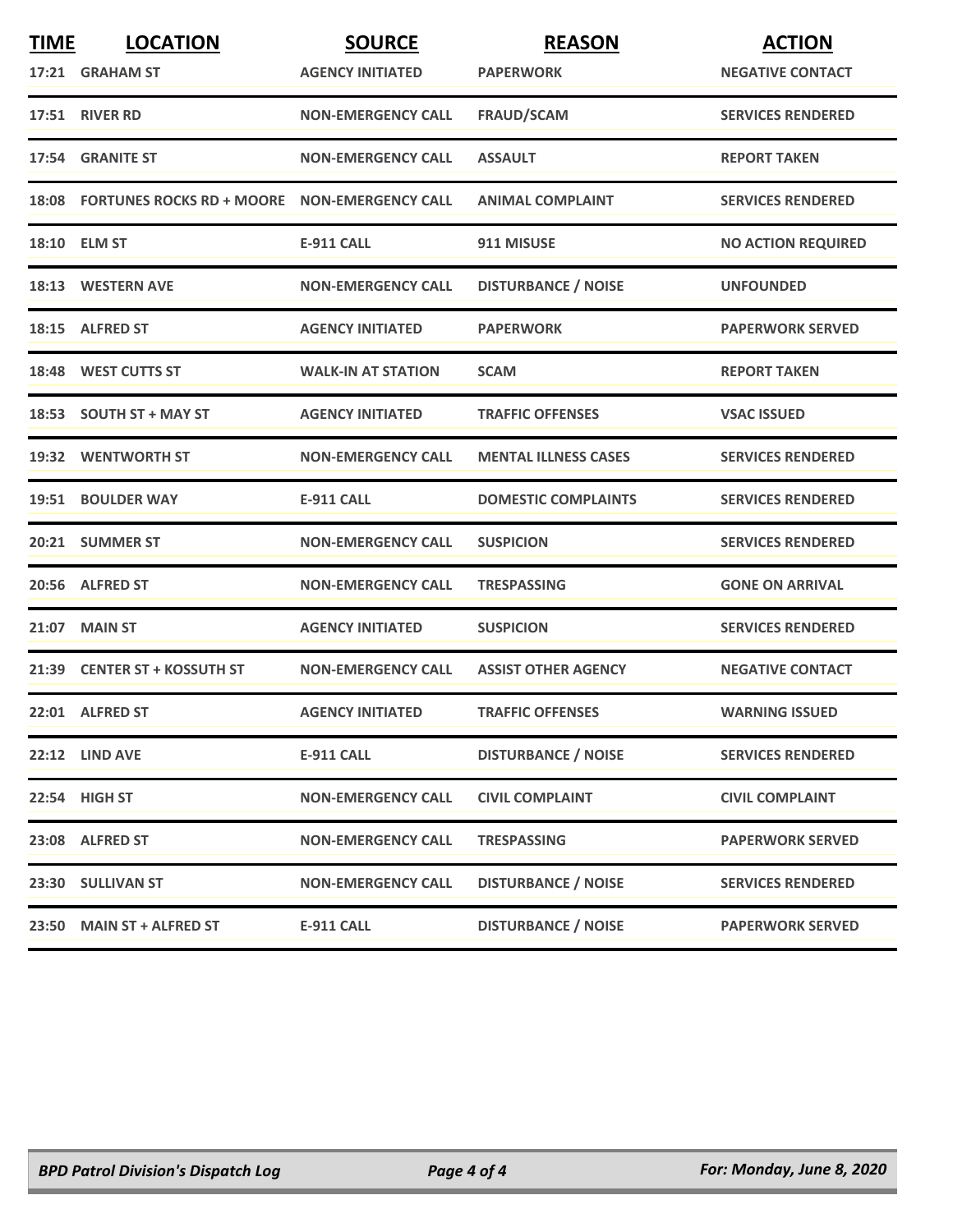| TIME | LOCATION | SOURCE | REASON | ACTION |
| --- | --- | --- | --- | --- |
| 17:21 | GRAHAM ST | AGENCY INITIATED | PAPERWORK | NEGATIVE CONTACT |
| 17:51 | RIVER RD | NON-EMERGENCY CALL | FRAUD/SCAM | SERVICES RENDERED |
| 17:54 | GRANITE ST | NON-EMERGENCY CALL | ASSAULT | REPORT TAKEN |
| 18:08 | FORTUNES ROCKS RD + MOORE | NON-EMERGENCY CALL | ANIMAL COMPLAINT | SERVICES RENDERED |
| 18:10 | ELM ST | E-911 CALL | 911 MISUSE | NO ACTION REQUIRED |
| 18:13 | WESTERN AVE | NON-EMERGENCY CALL | DISTURBANCE / NOISE | UNFOUNDED |
| 18:15 | ALFRED ST | AGENCY INITIATED | PAPERWORK | PAPERWORK SERVED |
| 18:48 | WEST CUTTS ST | WALK-IN AT STATION | SCAM | REPORT TAKEN |
| 18:53 | SOUTH ST + MAY ST | AGENCY INITIATED | TRAFFIC OFFENSES | VSAC ISSUED |
| 19:32 | WENTWORTH ST | NON-EMERGENCY CALL | MENTAL ILLNESS CASES | SERVICES RENDERED |
| 19:51 | BOULDER WAY | E-911 CALL | DOMESTIC COMPLAINTS | SERVICES RENDERED |
| 20:21 | SUMMER ST | NON-EMERGENCY CALL | SUSPICION | SERVICES RENDERED |
| 20:56 | ALFRED ST | NON-EMERGENCY CALL | TRESPASSING | GONE ON ARRIVAL |
| 21:07 | MAIN ST | AGENCY INITIATED | SUSPICION | SERVICES RENDERED |
| 21:39 | CENTER ST + KOSSUTH ST | NON-EMERGENCY CALL | ASSIST OTHER AGENCY | NEGATIVE CONTACT |
| 22:01 | ALFRED ST | AGENCY INITIATED | TRAFFIC OFFENSES | WARNING ISSUED |
| 22:12 | LIND AVE | E-911 CALL | DISTURBANCE / NOISE | SERVICES RENDERED |
| 22:54 | HIGH ST | NON-EMERGENCY CALL | CIVIL COMPLAINT | CIVIL COMPLAINT |
| 23:08 | ALFRED ST | NON-EMERGENCY CALL | TRESPASSING | PAPERWORK SERVED |
| 23:30 | SULLIVAN ST | NON-EMERGENCY CALL | DISTURBANCE / NOISE | SERVICES RENDERED |
| 23:50 | MAIN ST + ALFRED ST | E-911 CALL | DISTURBANCE / NOISE | PAPERWORK SERVED |